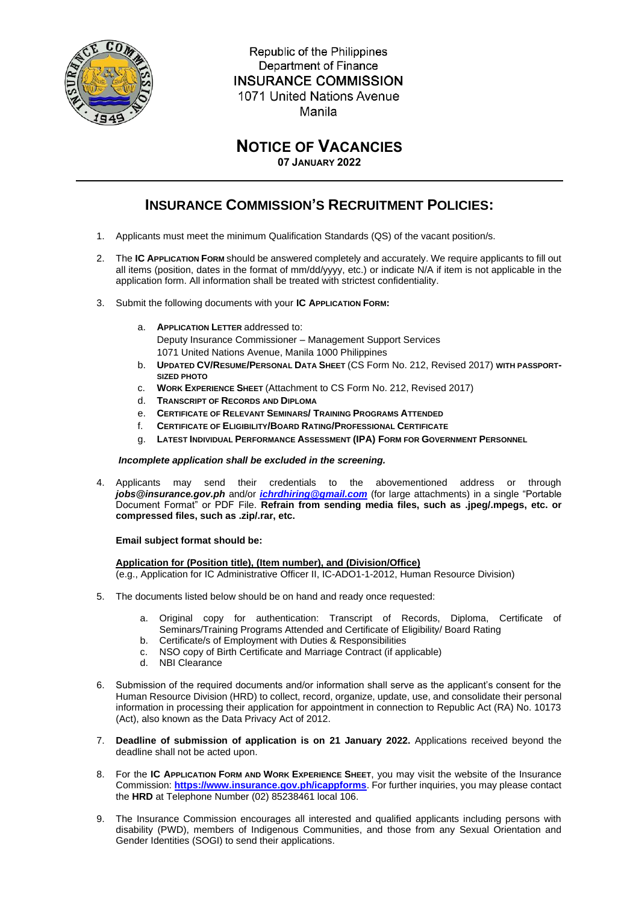Republic of the Philippines
Department of Finance
**INSURANCE COMMISSION**
1071 United Nations Avenue
Manila

# NOTICE OF VACANCIES

**07 JANUARY 2022**

---

## INSURANCE COMMISSION'S RECRUITMENT POLICIES:

1. Applicants must meet the minimum Qualification Standards (QS) of the vacant position/s.

2. The **IC APPLICATION FORM** should be answered completely and accurately. We require applicants to fill out all items (position, dates in the format of mm/dd/yyyy, etc.) or indicate N/A if item is not applicable in the application form. All information shall be treated with strictest confidentiality.

3. Submit the following documents with your **IC APPLICATION FORM:**

   a. **APPLICATION LETTER** addressed to:
      Deputy Insurance Commissioner – Management Support Services
      1071 United Nations Avenue, Manila 1000 Philippines
   b. **UPDATED CV/RESUME/PERSONAL DATA SHEET** (CS Form No. 212, Revised 2017) **WITH PASSPORT-SIZED PHOTO**
   c. **WORK EXPERIENCE SHEET** (Attachment to CS Form No. 212, Revised 2017)
   d. **TRANSCRIPT OF RECORDS AND DIPLOMA**
   e. **CERTIFICATE OF RELEVANT SEMINARS/ TRAINING PROGRAMS ATTENDED**
   f. **CERTIFICATE OF ELIGIBILITY/BOARD RATING/PROFESSIONAL CERTIFICATE**
   g. **LATEST INDIVIDUAL PERFORMANCE ASSESSMENT (IPA) FORM FOR GOVERNMENT PERSONNEL**

   ***Incomplete application shall be excluded in the screening.***

4. Applicants may send their credentials to the abovementioned address or through ***jobs@insurance.gov.ph*** and/or ***ichrdhiring@gmail.com*** (for large attachments) in a single "Portable Document Format" or PDF File. **Refrain from sending media files, such as .jpeg/.mpegs, etc. or compressed files, such as .zip/.rar, etc.**

   **Email subject format should be:**

   **Application for (Position title), (Item number), and (Division/Office)**
   (e.g., Application for IC Administrative Officer II, IC-ADO1-1-2012, Human Resource Division)

5. The documents listed below should be on hand and ready once requested:

   a. Original copy for authentication: Transcript of Records, Diploma, Certificate of Seminars/Training Programs Attended and Certificate of Eligibility/ Board Rating
   b. Certificate/s of Employment with Duties & Responsibilities
   c. NSO copy of Birth Certificate and Marriage Contract (if applicable)
   d. NBI Clearance

6. Submission of the required documents and/or information shall serve as the applicant's consent for the Human Resource Division (HRD) to collect, record, organize, update, use, and consolidate their personal information in processing their application for appointment in connection to Republic Act (RA) No. 10173 (Act), also known as the Data Privacy Act of 2012.

7. **Deadline of submission of application is on 21 January 2022.** Applications received beyond the deadline shall not be acted upon.

8. For the **IC APPLICATION FORM AND WORK EXPERIENCE SHEET**, you may visit the website of the Insurance Commission: **https://www.insurance.gov.ph/icappforms**. For further inquiries, you may please contact the **HRD** at Telephone Number (02) 85238461 local 106.

9. The Insurance Commission encourages all interested and qualified applicants including persons with disability (PWD), members of Indigenous Communities, and those from any Sexual Orientation and Gender Identities (SOGI) to send their applications.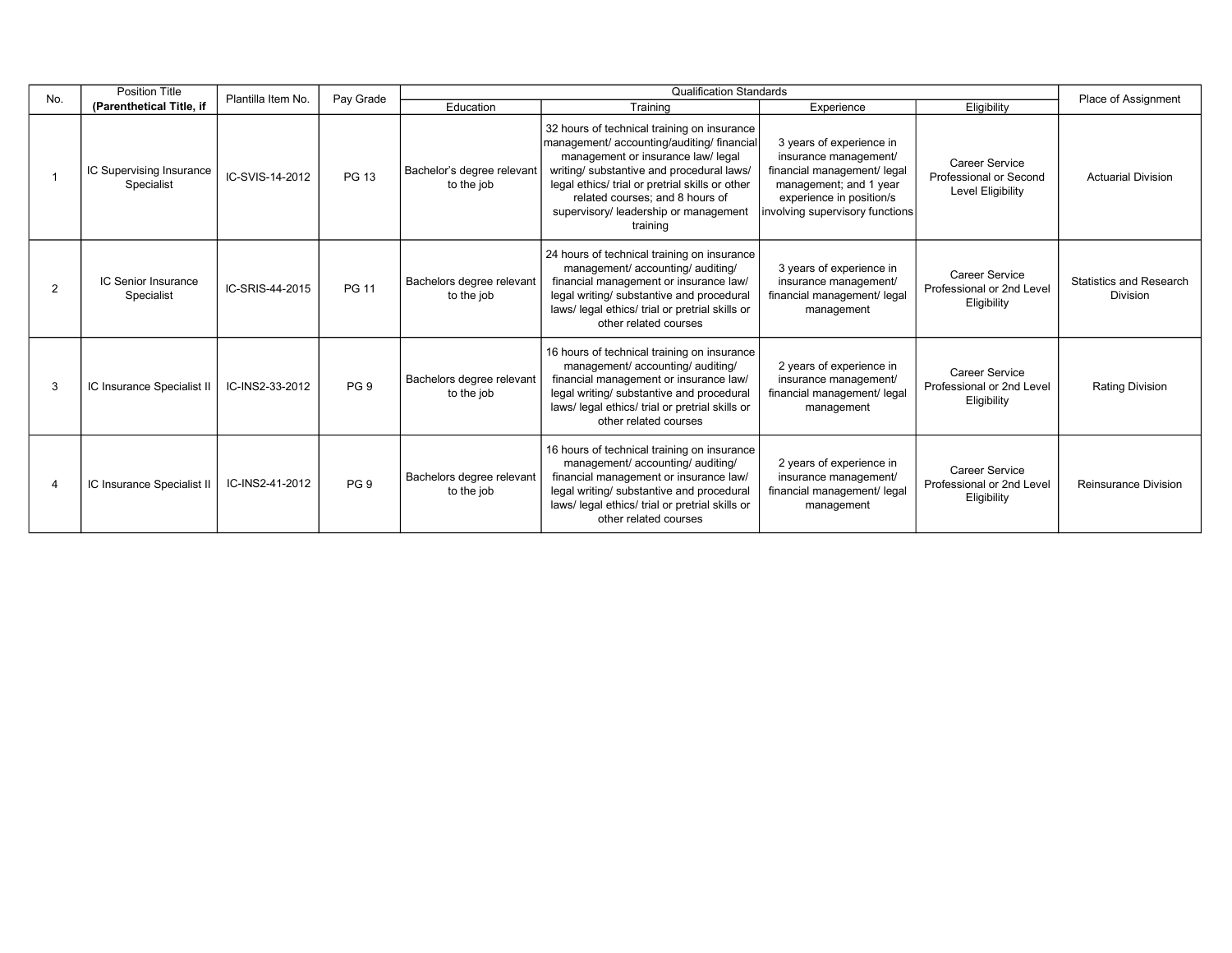| No. | Position Title **(Parenthetical Title, if** | Plantilla Item No. | Pay Grade | Qualification Standards | | | | Place of Assignment |
|---|---|---|---|---|---|---|---|---|
| | | | | Education | Training | Experience | Eligibility | |
| 1 | IC Supervising Insurance Specialist | IC-SVIS-14-2012 | PG 13 | Bachelor's degree relevant to the job | 32 hours of technical training on insurance management/ accounting/auditing/ financial management or insurance law/ legal writing/ substantive and procedural laws/ legal ethics/ trial or pretrial skills or other related courses; and 8 hours of supervisory/ leadership or management training | 3 years of experience in insurance management/ financial management/ legal management; and 1 year experience in position/s involving supervisory functions | Career Service Professional or Second Level Eligibility | Actuarial Division |
| 2 | IC Senior Insurance Specialist | IC-SRIS-44-2015 | PG 11 | Bachelors degree relevant to the job | 24 hours of technical training on insurance management/ accounting/ auditing/ financial management or insurance law/ legal writing/ substantive and procedural laws/ legal ethics/ trial or pretrial skills or other related courses | 3 years of experience in insurance management/ financial management/ legal management | Career Service Professional or 2nd Level Eligibility | Statistics and Research Division |
| 3 | IC Insurance Specialist II | IC-INS2-33-2012 | PG 9 | Bachelors degree relevant to the job | 16 hours of technical training on insurance management/ accounting/ auditing/ financial management or insurance law/ legal writing/ substantive and procedural laws/ legal ethics/ trial or pretrial skills or other related courses | 2 years of experience in insurance management/ financial management/ legal management | Career Service Professional or 2nd Level Eligibility | Rating Division |
| 4 | IC Insurance Specialist II | IC-INS2-41-2012 | PG 9 | Bachelors degree relevant to the job | 16 hours of technical training on insurance management/ accounting/ auditing/ financial management or insurance law/ legal writing/ substantive and procedural laws/ legal ethics/ trial or pretrial skills or other related courses | 2 years of experience in insurance management/ financial management/ legal management | Career Service Professional or 2nd Level Eligibility | Reinsurance Division |